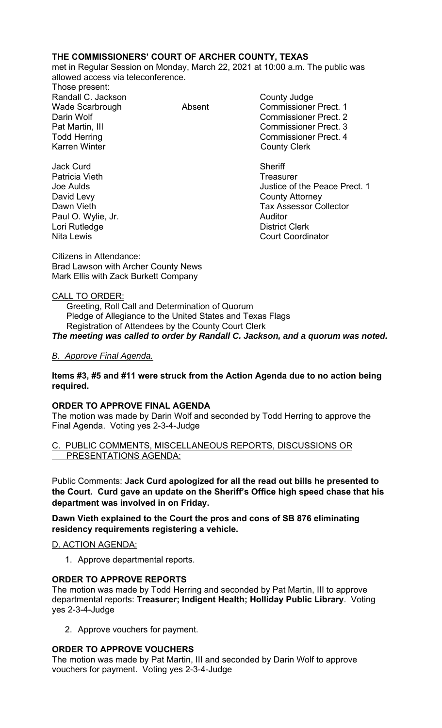**THE COMMISSIONERS' COURT OF ARCHER COUNTY, TEXAS**
met in Regular Session on Monday, March 22, 2021 at 10:00 a.m. The public was allowed access via teleconference.

Those present:

| | | |
|---|---|---|
| Randall C. Jackson | | County Judge |
| Wade Scarbrough | Absent | Commissioner Prect. 1 |
| Darin Wolf | | Commissioner Prect. 2 |
| Pat Martin, III | | Commissioner Prect. 3 |
| Todd Herring | | Commissioner Prect. 4 |
| Karren Winter | | County Clerk |
| | | |
| Jack Curd | | Sheriff |
| Patricia Vieth | | Treasurer |
| Joe Aulds | | Justice of the Peace Prect. 1 |
| David Levy | | County Attorney |
| Dawn Vieth | | Tax Assessor Collector |
| Paul O. Wylie, Jr. | | Auditor |
| Lori Rutledge | | District Clerk |
| Nita Lewis | | Court Coordinator |

Citizens in Attendance:
Brad Lawson with Archer County News
Mark Ellis with Zack Burkett Company

CALL TO ORDER:

Greeting, Roll Call and Determination of Quorum
Pledge of Allegiance to the United States and Texas Flags
Registration of Attendees by the County Court Clerk

***The meeting was called to order by Randall C. Jackson, and a quorum was noted.***

*B. Approve Final Agenda.*

**Items #3, #5 and #11 were struck from the Action Agenda due to no action being required.**

**ORDER TO APPROVE FINAL AGENDA**

The motion was made by Darin Wolf and seconded by Todd Herring to approve the Final Agenda. Voting yes 2-3-4-Judge

C. PUBLIC COMMENTS, MISCELLANEOUS REPORTS, DISCUSSIONS OR PRESENTATIONS AGENDA:

Public Comments: **Jack Curd apologized for all the read out bills he presented to the Court. Curd gave an update on the Sheriff's Office high speed chase that his department was involved in on Friday.**

**Dawn Vieth explained to the Court the pros and cons of SB 876 eliminating residency requirements registering a vehicle.**

D. ACTION AGENDA:

1. Approve departmental reports.

**ORDER TO APPROVE REPORTS**

The motion was made by Todd Herring and seconded by Pat Martin, III to approve departmental reports: **Treasurer; Indigent Health; Holliday Public Library**. Voting yes 2-3-4-Judge

2. Approve vouchers for payment.

**ORDER TO APPROVE VOUCHERS**

The motion was made by Pat Martin, III and seconded by Darin Wolf to approve vouchers for payment. Voting yes 2-3-4-Judge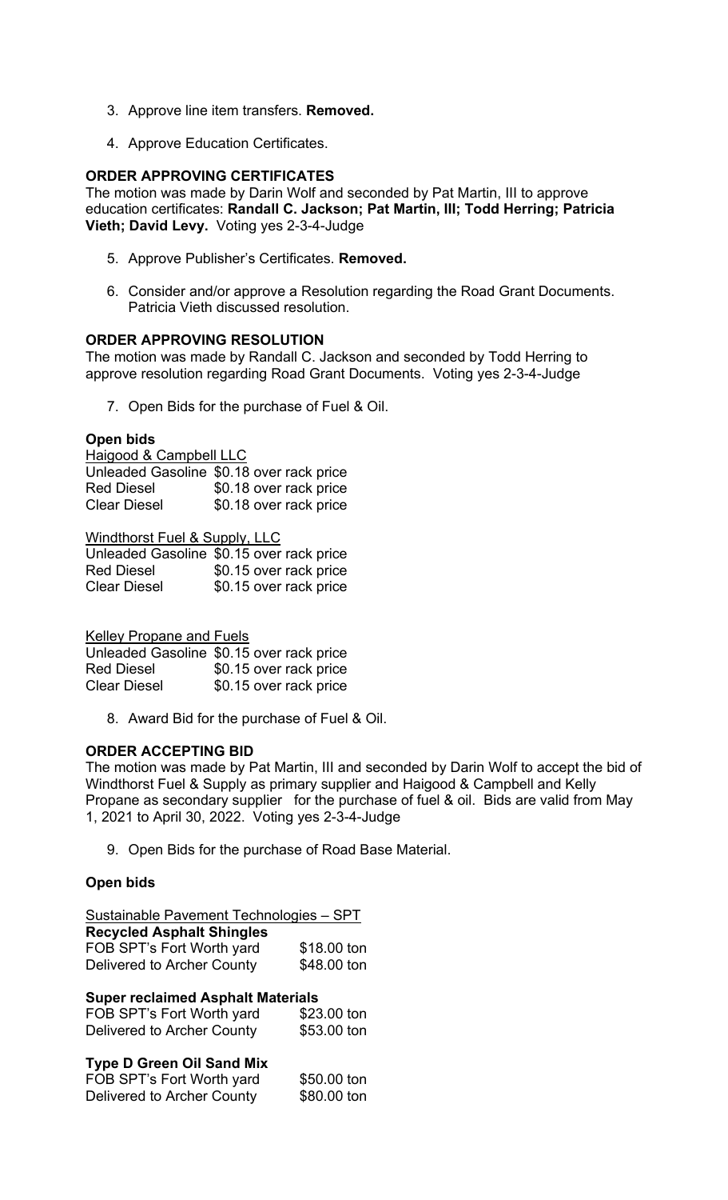3. Approve line item transfers. **Removed.**

4. Approve Education Certificates.

**ORDER APPROVING CERTIFICATES**

The motion was made by Darin Wolf and seconded by Pat Martin, III to approve education certificates: **Randall C. Jackson; Pat Martin, III; Todd Herring; Patricia Vieth; David Levy.** Voting yes 2-3-4-Judge

5. Approve Publisher's Certificates. **Removed.**

6. Consider and/or approve a Resolution regarding the Road Grant Documents. Patricia Vieth discussed resolution.

**ORDER APPROVING RESOLUTION**

The motion was made by Randall C. Jackson and seconded by Todd Herring to approve resolution regarding Road Grant Documents. Voting yes 2-3-4-Judge

7. Open Bids for the purchase of Fuel & Oil.

**Open bids**

Haigood & Campbell LLC

| | |
|---|---|
| Unleaded Gasoline | $0.18 over rack price |
| Red Diesel | $0.18 over rack price |
| Clear Diesel | $0.18 over rack price |

Windthorst Fuel & Supply, LLC

| | |
|---|---|
| Unleaded Gasoline | $0.15 over rack price |
| Red Diesel | $0.15 over rack price |
| Clear Diesel | $0.15 over rack price |

Kelley Propane and Fuels

| | |
|---|---|
| Unleaded Gasoline | $0.15 over rack price |
| Red Diesel | $0.15 over rack price |
| Clear Diesel | $0.15 over rack price |

8. Award Bid for the purchase of Fuel & Oil.

**ORDER ACCEPTING BID**

The motion was made by Pat Martin, III and seconded by Darin Wolf to accept the bid of Windthorst Fuel & Supply as primary supplier and Haigood & Campbell and Kelly Propane as secondary supplier for the purchase of fuel & oil. Bids are valid from May 1, 2021 to April 30, 2022. Voting yes 2-3-4-Judge

9. Open Bids for the purchase of Road Base Material.

**Open bids**

Sustainable Pavement Technologies – SPT

**Recycled Asphalt Shingles**

| | |
|---|---|
| FOB SPT's Fort Worth yard | $18.00 ton |
| Delivered to Archer County | $48.00 ton |

**Super reclaimed Asphalt Materials**

| | |
|---|---|
| FOB SPT's Fort Worth yard | $23.00 ton |
| Delivered to Archer County | $53.00 ton |

**Type D Green Oil Sand Mix**

| | |
|---|---|
| FOB SPT's Fort Worth yard | $50.00 ton |
| Delivered to Archer County | $80.00 ton |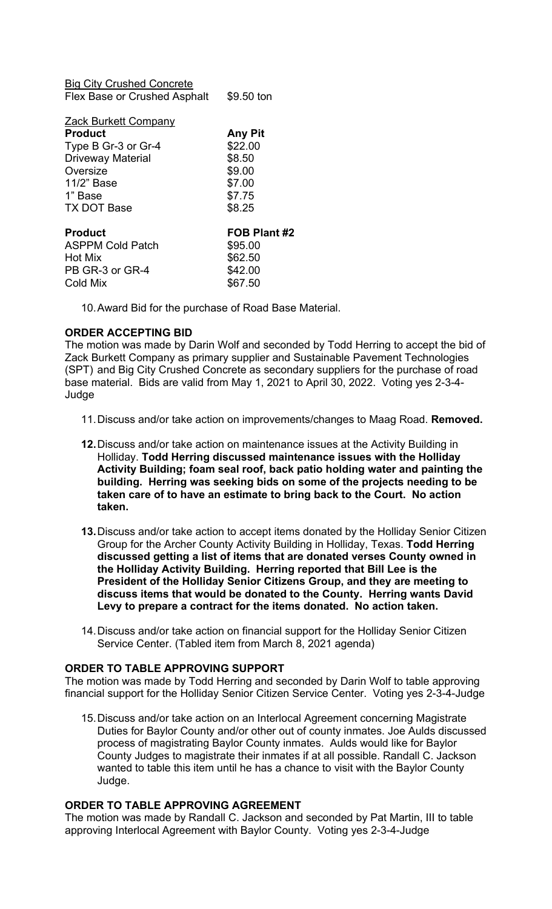Big City Crushed Concrete

| | |
|---|---|
| Flex Base or Crushed Asphalt | $9.50 ton |

Zack Burkett Company

| **Product** | **Any Pit** |
|---|---|
| Type B Gr-3 or Gr-4 | $22.00 |
| Driveway Material | $8.50 |
| Oversize | $9.00 |
| 11/2" Base | $7.00 |
| 1" Base | $7.75 |
| TX DOT Base | $8.25 |

| **Product** | **FOB Plant #2** |
|---|---|
| ASPPM Cold Patch | $95.00 |
| Hot Mix | $62.50 |
| PB GR-3 or GR-4 | $42.00 |
| Cold Mix | $67.50 |

10. Award Bid for the purchase of Road Base Material.

**ORDER ACCEPTING BID**

The motion was made by Darin Wolf and seconded by Todd Herring to accept the bid of Zack Burkett Company as primary supplier and Sustainable Pavement Technologies (SPT) and Big City Crushed Concrete as secondary suppliers for the purchase of road base material. Bids are valid from May 1, 2021 to April 30, 2022. Voting yes 2-3-4-Judge

11. Discuss and/or take action on improvements/changes to Maag Road. **Removed.**

12. Discuss and/or take action on maintenance issues at the Activity Building in Holliday. **Todd Herring discussed maintenance issues with the Holliday Activity Building; foam seal roof, back patio holding water and painting the building. Herring was seeking bids on some of the projects needing to be taken care of to have an estimate to bring back to the Court. No action taken.**

13. Discuss and/or take action to accept items donated by the Holliday Senior Citizen Group for the Archer County Activity Building in Holliday, Texas. **Todd Herring discussed getting a list of items that are donated verses County owned in the Holliday Activity Building. Herring reported that Bill Lee is the President of the Holliday Senior Citizens Group, and they are meeting to discuss items that would be donated to the County. Herring wants David Levy to prepare a contract for the items donated. No action taken.**

14. Discuss and/or take action on financial support for the Holliday Senior Citizen Service Center. (Tabled item from March 8, 2021 agenda)

**ORDER TO TABLE APPROVING SUPPORT**

The motion was made by Todd Herring and seconded by Darin Wolf to table approving financial support for the Holliday Senior Citizen Service Center. Voting yes 2-3-4-Judge

15. Discuss and/or take action on an Interlocal Agreement concerning Magistrate Duties for Baylor County and/or other out of county inmates. Joe Aulds discussed process of magistrating Baylor County inmates. Aulds would like for Baylor County Judges to magistrate their inmates if at all possible. Randall C. Jackson wanted to table this item until he has a chance to visit with the Baylor County Judge.

**ORDER TO TABLE APPROVING AGREEMENT**

The motion was made by Randall C. Jackson and seconded by Pat Martin, III to table approving Interlocal Agreement with Baylor County. Voting yes 2-3-4-Judge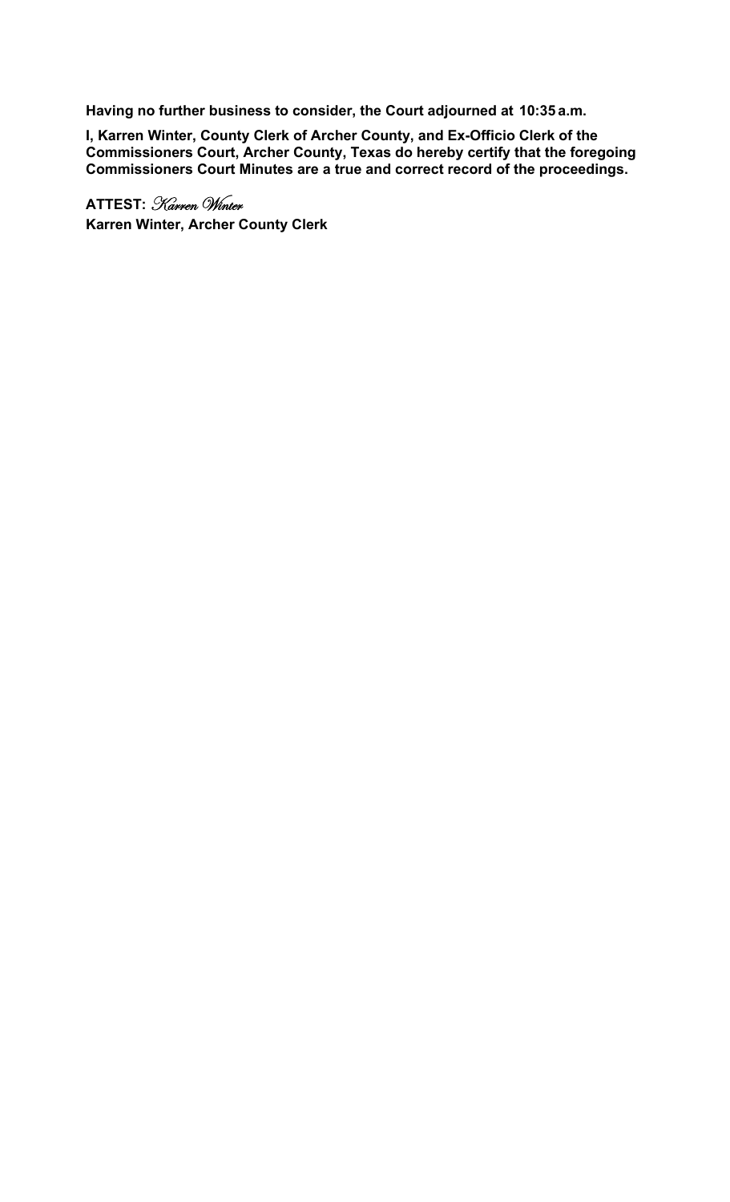**Having no further business to consider, the Court adjourned at 10:35 a.m.**

**I, Karren Winter, County Clerk of Archer County, and Ex-Officio Clerk of the Commissioners Court, Archer County, Texas do hereby certify that the foregoing Commissioners Court Minutes are a true and correct record of the proceedings.**

**ATTEST:** *Karren Winter*
**Karren Winter, Archer County Clerk**